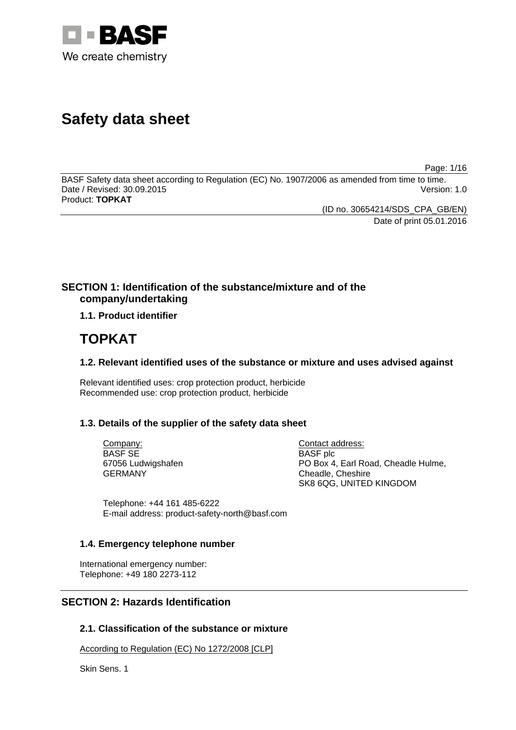BASF
We create chemistry

# Safety data sheet

BASF Safety data sheet according to Regulation (EC) No. 1907/2006 as amended from time to time.
Date / Revised: 30.09.2015 Version: 1.0
Product: **TOPKAT**

(ID no. 30654214/SDS_CPA_GB/EN)
Date of print 05.01.2016

## SECTION 1: Identification of the substance/mixture and of the company/undertaking

### 1.1. Product identifier

# TOPKAT

### 1.2. Relevant identified uses of the substance or mixture and uses advised against

Relevant identified uses: crop protection product, herbicide
Recommended use: crop protection product, herbicide

### 1.3. Details of the supplier of the safety data sheet

Company:
BASF SE
67056 Ludwigshafen
GERMANY

Contact address:
BASF plc
PO Box 4, Earl Road, Cheadle Hulme,
Cheadle, Cheshire
SK8 6QG, UNITED KINGDOM

Telephone: +44 161 485-6222
E-mail address: product-safety-north@basf.com

### 1.4. Emergency telephone number

International emergency number:
Telephone: +49 180 2273-112

## SECTION 2: Hazards Identification

### 2.1. Classification of the substance or mixture

According to Regulation (EC) No 1272/2008 [CLP]

Skin Sens. 1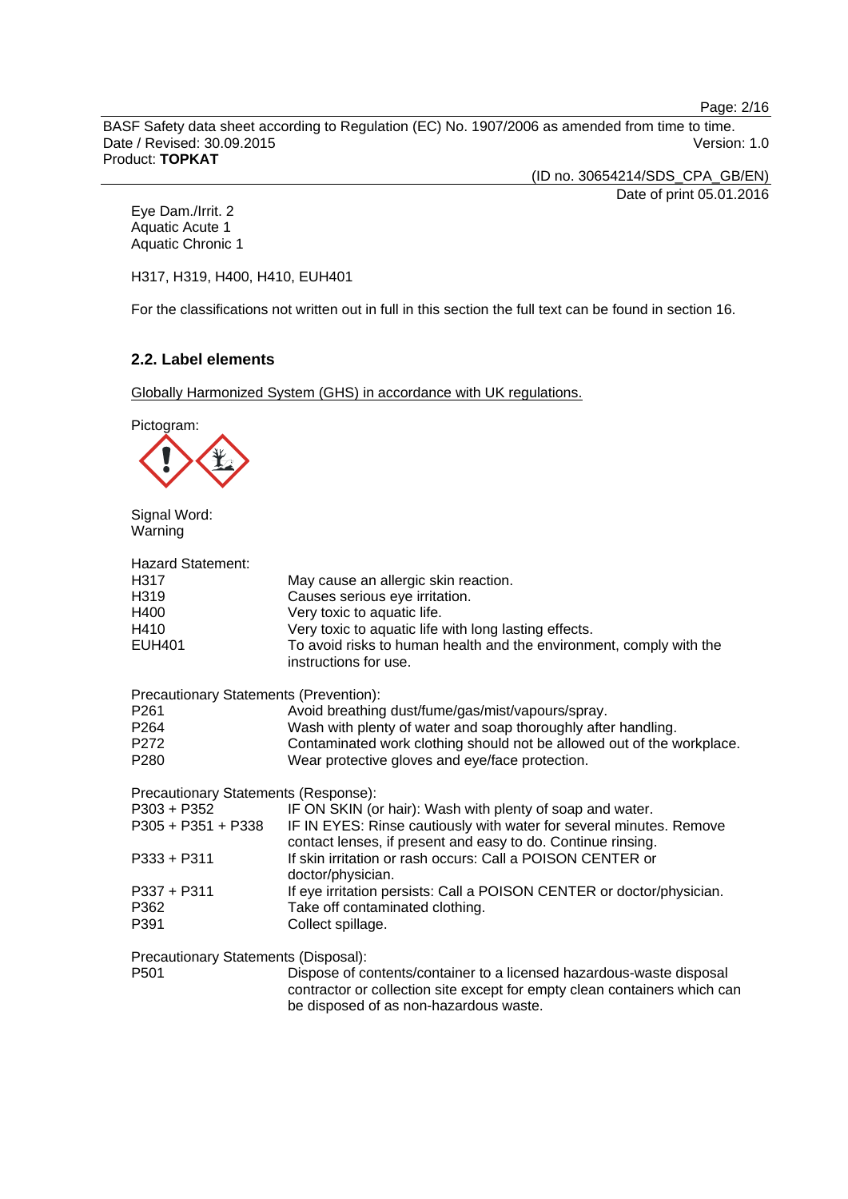Eye Dam./Irrit. 2
Aquatic Acute 1
Aquatic Chronic 1

H317, H319, H400, H410, EUH401

For the classifications not written out in full in this section the full text can be found in section 16.

### 2.2. Label elements

Globally Harmonized System (GHS) in accordance with UK regulations.

Pictogram:

Signal Word:
Warning

Hazard Statement:

| | |
|---|---|
| H317 | May cause an allergic skin reaction. |
| H319 | Causes serious eye irritation. |
| H400 | Very toxic to aquatic life. |
| H410 | Very toxic to aquatic life with long lasting effects. |
| EUH401 | To avoid risks to human health and the environment, comply with the instructions for use. |

Precautionary Statements (Prevention):

| | |
|---|---|
| P261 | Avoid breathing dust/fume/gas/mist/vapours/spray. |
| P264 | Wash with plenty of water and soap thoroughly after handling. |
| P272 | Contaminated work clothing should not be allowed out of the workplace. |
| P280 | Wear protective gloves and eye/face protection. |

Precautionary Statements (Response):

| | |
|---|---|
| P303 + P352 | IF ON SKIN (or hair): Wash with plenty of soap and water. |
| P305 + P351 + P338 | IF IN EYES: Rinse cautiously with water for several minutes. Remove contact lenses, if present and easy to do. Continue rinsing. |
| P333 + P311 | If skin irritation or rash occurs: Call a POISON CENTER or doctor/physician. |
| P337 + P311 | If eye irritation persists: Call a POISON CENTER or doctor/physician. |
| P362 | Take off contaminated clothing. |
| P391 | Collect spillage. |

Precautionary Statements (Disposal):

| | |
|---|---|
| P501 | Dispose of contents/container to a licensed hazardous-waste disposal contractor or collection site except for empty clean containers which can be disposed of as non-hazardous waste. |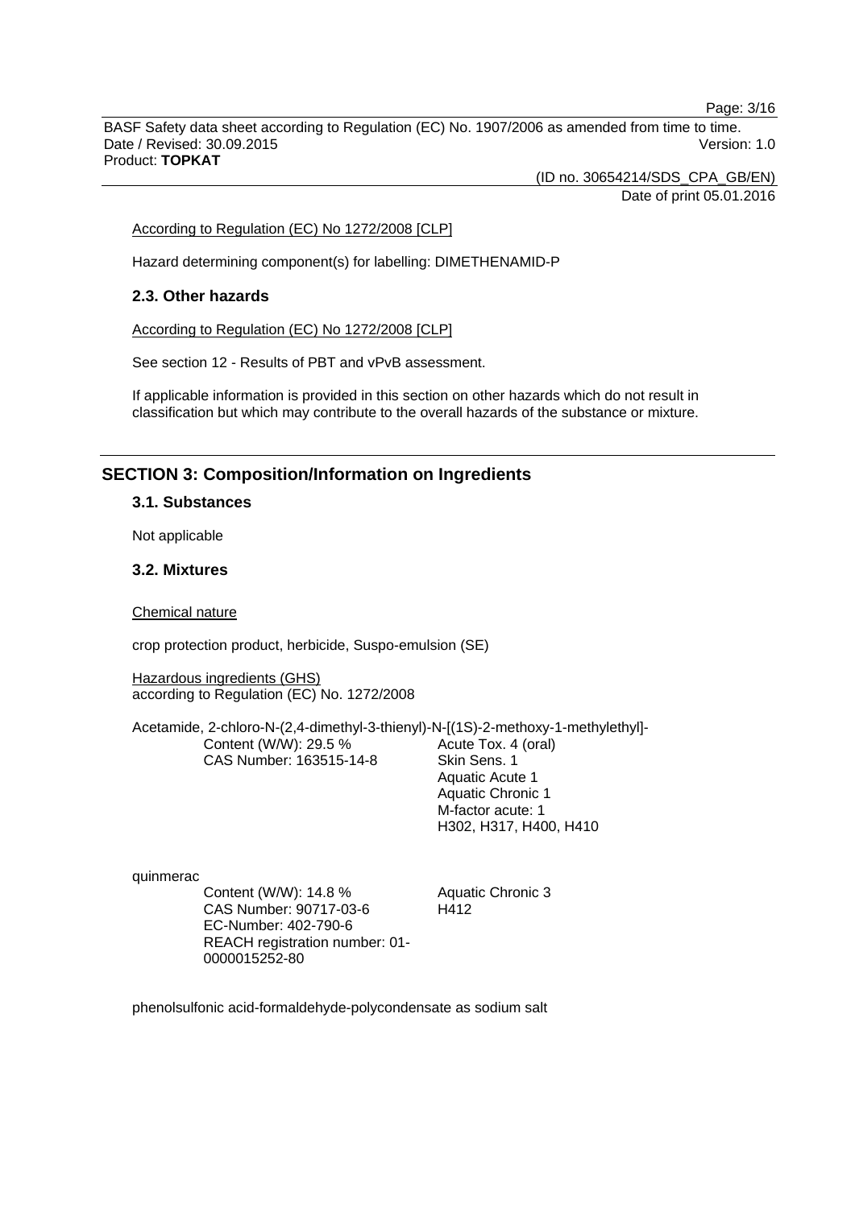According to Regulation (EC) No 1272/2008 [CLP]

Hazard determining component(s) for labelling: DIMETHENAMID-P

### 2.3. Other hazards

According to Regulation (EC) No 1272/2008 [CLP]

See section 12 - Results of PBT and vPvB assessment.

If applicable information is provided in this section on other hazards which do not result in classification but which may contribute to the overall hazards of the substance or mixture.

## SECTION 3: Composition/Information on Ingredients

### 3.1. Substances

Not applicable

### 3.2. Mixtures

Chemical nature

crop protection product, herbicide, Suspo-emulsion (SE)

Hazardous ingredients (GHS)
according to Regulation (EC) No. 1272/2008

Acetamide, 2-chloro-N-(2,4-dimethyl-3-thienyl)-N-[(1S)-2-methoxy-1-methylethyl]-

| | |
|---|---|
| Content (W/W): 29.5 %<br>CAS Number: 163515-14-8 | Acute Tox. 4 (oral)<br>Skin Sens. 1<br>Aquatic Acute 1<br>Aquatic Chronic 1<br>M-factor acute: 1<br>H302, H317, H400, H410 |

quinmerac

| | |
|---|---|
| Content (W/W): 14.8 %<br>CAS Number: 90717-03-6<br>EC-Number: 402-790-6<br>REACH registration number: 01-0000015252-80 | Aquatic Chronic 3<br>H412 |

phenolsulfonic acid-formaldehyde-polycondensate as sodium salt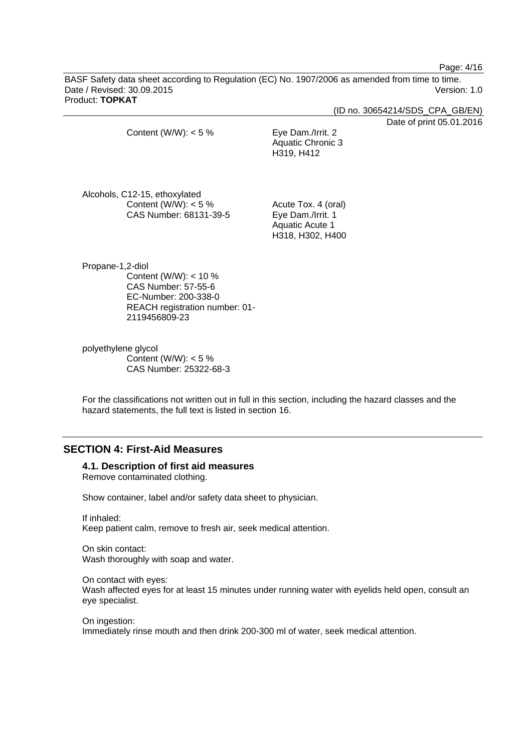Content (W/W): < 5 %  
Eye Dam./Irrit. 2  
Aquatic Chronic 3  
H319, H412

Alcohols, C12-15, ethoxylated  
Content (W/W): < 5 %  
CAS Number: 68131-39-5  
Acute Tox. 4 (oral)  
Eye Dam./Irrit. 1  
Aquatic Acute 1  
H318, H302, H400

Propane-1,2-diol  
Content (W/W): < 10 %  
CAS Number: 57-55-6  
EC-Number: 200-338-0  
REACH registration number: 01-2119456809-23

polyethylene glycol  
Content (W/W): < 5 %  
CAS Number: 25322-68-3

For the classifications not written out in full in this section, including the hazard classes and the hazard statements, the full text is listed in section 16.

## SECTION 4: First-Aid Measures

### 4.1. Description of first aid measures

Remove contaminated clothing.

Show container, label and/or safety data sheet to physician.

If inhaled:  
Keep patient calm, remove to fresh air, seek medical attention.

On skin contact:  
Wash thoroughly with soap and water.

On contact with eyes:  
Wash affected eyes for at least 15 minutes under running water with eyelids held open, consult an eye specialist.

On ingestion:  
Immediately rinse mouth and then drink 200-300 ml of water, seek medical attention.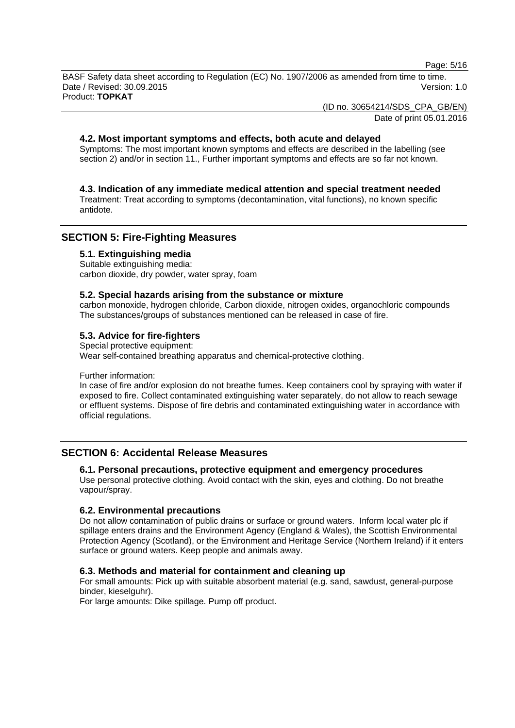### 4.2. Most important symptoms and effects, both acute and delayed

Symptoms: The most important known symptoms and effects are described in the labelling (see section 2) and/or in section 11., Further important symptoms and effects are so far not known.

### 4.3. Indication of any immediate medical attention and special treatment needed

Treatment: Treat according to symptoms (decontamination, vital functions), no known specific antidote.

## SECTION 5: Fire-Fighting Measures

### 5.1. Extinguishing media

Suitable extinguishing media:
carbon dioxide, dry powder, water spray, foam

### 5.2. Special hazards arising from the substance or mixture

carbon monoxide, hydrogen chloride, Carbon dioxide, nitrogen oxides, organochloric compounds
The substances/groups of substances mentioned can be released in case of fire.

### 5.3. Advice for fire-fighters

Special protective equipment:
Wear self-contained breathing apparatus and chemical-protective clothing.

Further information:
In case of fire and/or explosion do not breathe fumes. Keep containers cool by spraying with water if exposed to fire. Collect contaminated extinguishing water separately, do not allow to reach sewage or effluent systems. Dispose of fire debris and contaminated extinguishing water in accordance with official regulations.

## SECTION 6: Accidental Release Measures

### 6.1. Personal precautions, protective equipment and emergency procedures

Use personal protective clothing. Avoid contact with the skin, eyes and clothing. Do not breathe vapour/spray.

### 6.2. Environmental precautions

Do not allow contamination of public drains or surface or ground waters. Inform local water plc if spillage enters drains and the Environment Agency (England & Wales), the Scottish Environmental Protection Agency (Scotland), or the Environment and Heritage Service (Northern Ireland) if it enters surface or ground waters. Keep people and animals away.

### 6.3. Methods and material for containment and cleaning up

For small amounts: Pick up with suitable absorbent material (e.g. sand, sawdust, general-purpose binder, kieselguhr).
For large amounts: Dike spillage. Pump off product.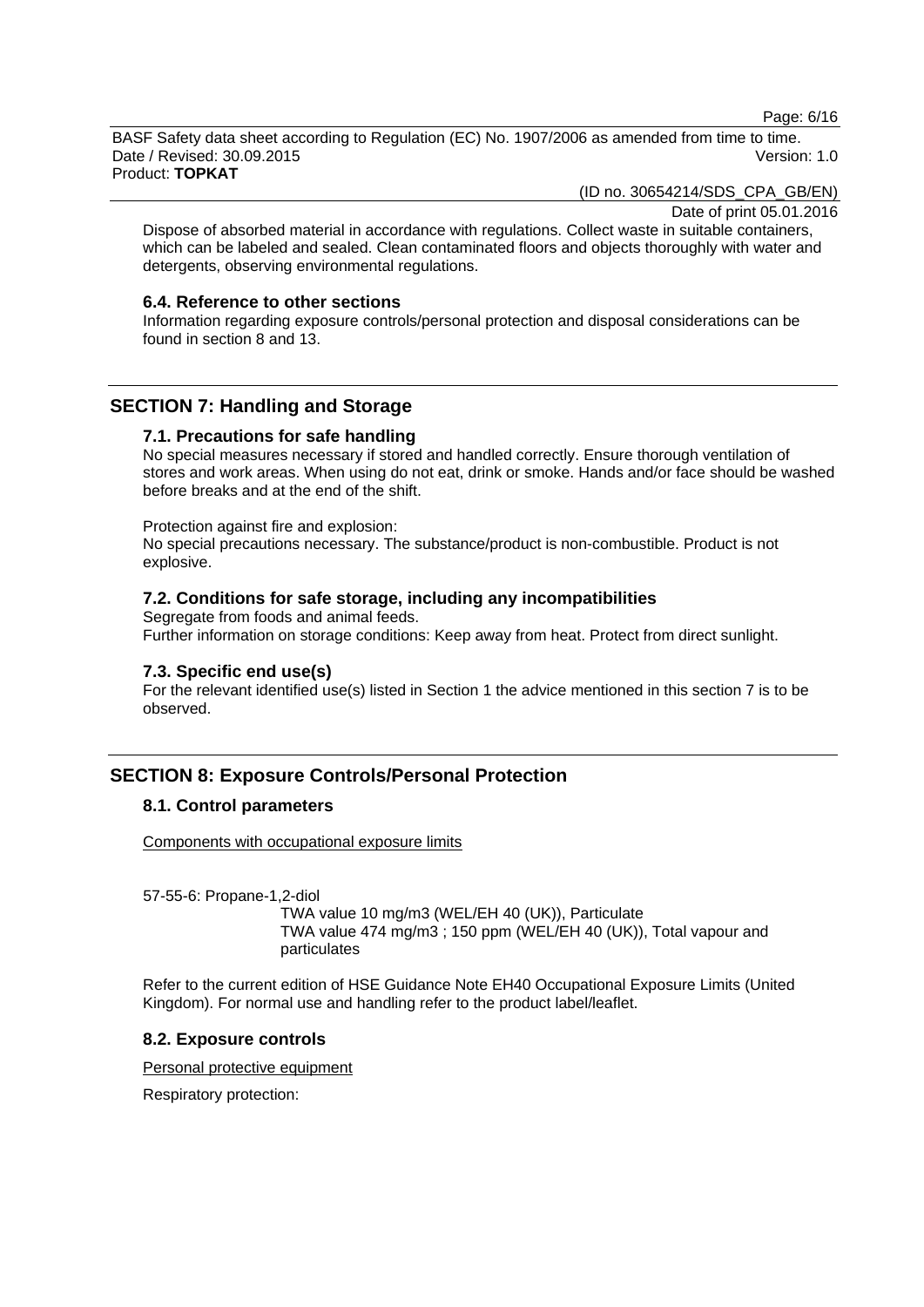Dispose of absorbed material in accordance with regulations. Collect waste in suitable containers, which can be labeled and sealed. Clean contaminated floors and objects thoroughly with water and detergents, observing environmental regulations.

### 6.4. Reference to other sections

Information regarding exposure controls/personal protection and disposal considerations can be found in section 8 and 13.

## SECTION 7: Handling and Storage

### 7.1. Precautions for safe handling

No special measures necessary if stored and handled correctly. Ensure thorough ventilation of stores and work areas. When using do not eat, drink or smoke. Hands and/or face should be washed before breaks and at the end of the shift.

Protection against fire and explosion:
No special precautions necessary. The substance/product is non-combustible. Product is not explosive.

### 7.2. Conditions for safe storage, including any incompatibilities

Segregate from foods and animal feeds.
Further information on storage conditions: Keep away from heat. Protect from direct sunlight.

### 7.3. Specific end use(s)

For the relevant identified use(s) listed in Section 1 the advice mentioned in this section 7 is to be observed.

## SECTION 8: Exposure Controls/Personal Protection

### 8.1. Control parameters

Components with occupational exposure limits

57-55-6: Propane-1,2-diol
TWA value 10 mg/m3 (WEL/EH 40 (UK)), Particulate
TWA value 474 mg/m3 ; 150 ppm (WEL/EH 40 (UK)), Total vapour and particulates

Refer to the current edition of HSE Guidance Note EH40 Occupational Exposure Limits (United Kingdom). For normal use and handling refer to the product label/leaflet.

### 8.2. Exposure controls

Personal protective equipment

Respiratory protection: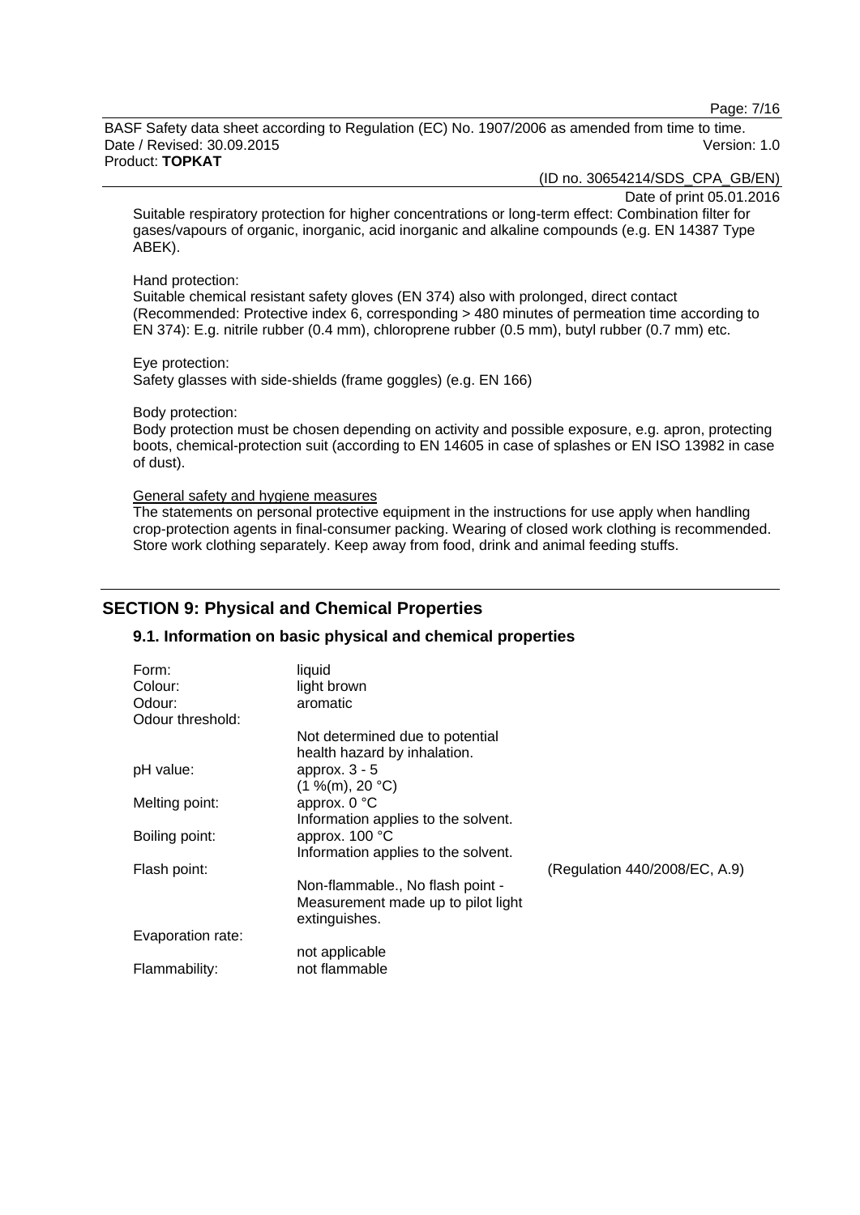Suitable respiratory protection for higher concentrations or long-term effect: Combination filter for gases/vapours of organic, inorganic, acid inorganic and alkaline compounds (e.g. EN 14387 Type ABEK).

Hand protection:
Suitable chemical resistant safety gloves (EN 374) also with prolonged, direct contact (Recommended: Protective index 6, corresponding > 480 minutes of permeation time according to EN 374): E.g. nitrile rubber (0.4 mm), chloroprene rubber (0.5 mm), butyl rubber (0.7 mm) etc.

Eye protection:
Safety glasses with side-shields (frame goggles) (e.g. EN 166)

Body protection:
Body protection must be chosen depending on activity and possible exposure, e.g. apron, protecting boots, chemical-protection suit (according to EN 14605 in case of splashes or EN ISO 13982 in case of dust).

General safety and hygiene measures
The statements on personal protective equipment in the instructions for use apply when handling crop-protection agents in final-consumer packing. Wearing of closed work clothing is recommended. Store work clothing separately. Keep away from food, drink and animal feeding stuffs.

## SECTION 9: Physical and Chemical Properties

### 9.1. Information on basic physical and chemical properties

| | | |
|---|---|---|
| Form: | liquid | |
| Colour: | light brown | |
| Odour: | aromatic | |
| Odour threshold: | Not determined due to potential health hazard by inhalation. | |
| pH value: | approx. 3 - 5 (1 %(m), 20 °C) | |
| Melting point: | approx. 0 °C Information applies to the solvent. | |
| Boiling point: | approx. 100 °C Information applies to the solvent. | |
| Flash point: | Non-flammable., No flash point - Measurement made up to pilot light extinguishes. | (Regulation 440/2008/EC, A.9) |
| Evaporation rate: | not applicable | |
| Flammability: | not flammable | |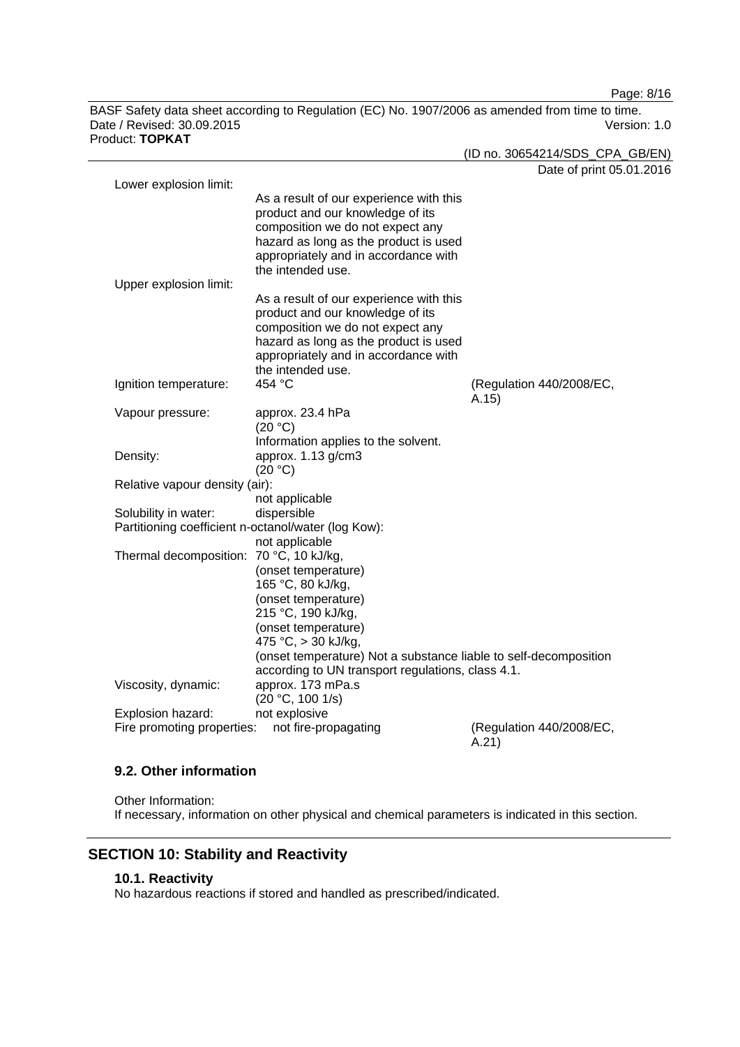| Property | Value | Method |
|---|---|---|
| Lower explosion limit: | As a result of our experience with this product and our knowledge of its composition we do not expect any hazard as long as the product is used appropriately and in accordance with the intended use. | |
| Upper explosion limit: | As a result of our experience with this product and our knowledge of its composition we do not expect any hazard as long as the product is used appropriately and in accordance with the intended use. | |
| Ignition temperature: | 454 °C | (Regulation 440/2008/EC, A.15) |
| Vapour pressure: | approx. 23.4 hPa (20 °C) Information applies to the solvent. | |
| Density: | approx. 1.13 g/cm3 (20 °C) | |
| Relative vapour density (air): | not applicable | |
| Solubility in water: | dispersible | |
| Partitioning coefficient n-octanol/water (log Kow): | not applicable | |
| Thermal decomposition: | 70 °C, 10 kJ/kg, (onset temperature) 165 °C, 80 kJ/kg, (onset temperature) 215 °C, 190 kJ/kg, (onset temperature) 475 °C, > 30 kJ/kg, (onset temperature) Not a substance liable to self-decomposition according to UN transport regulations, class 4.1. | |
| Viscosity, dynamic: | approx. 173 mPa.s (20 °C, 100 1/s) | |
| Explosion hazard: | not explosive | |
| Fire promoting properties: | not fire-propagating | (Regulation 440/2008/EC, A.21) |

### 9.2. Other information

Other Information:
If necessary, information on other physical and chemical parameters is indicated in this section.

## SECTION 10: Stability and Reactivity

### 10.1. Reactivity

No hazardous reactions if stored and handled as prescribed/indicated.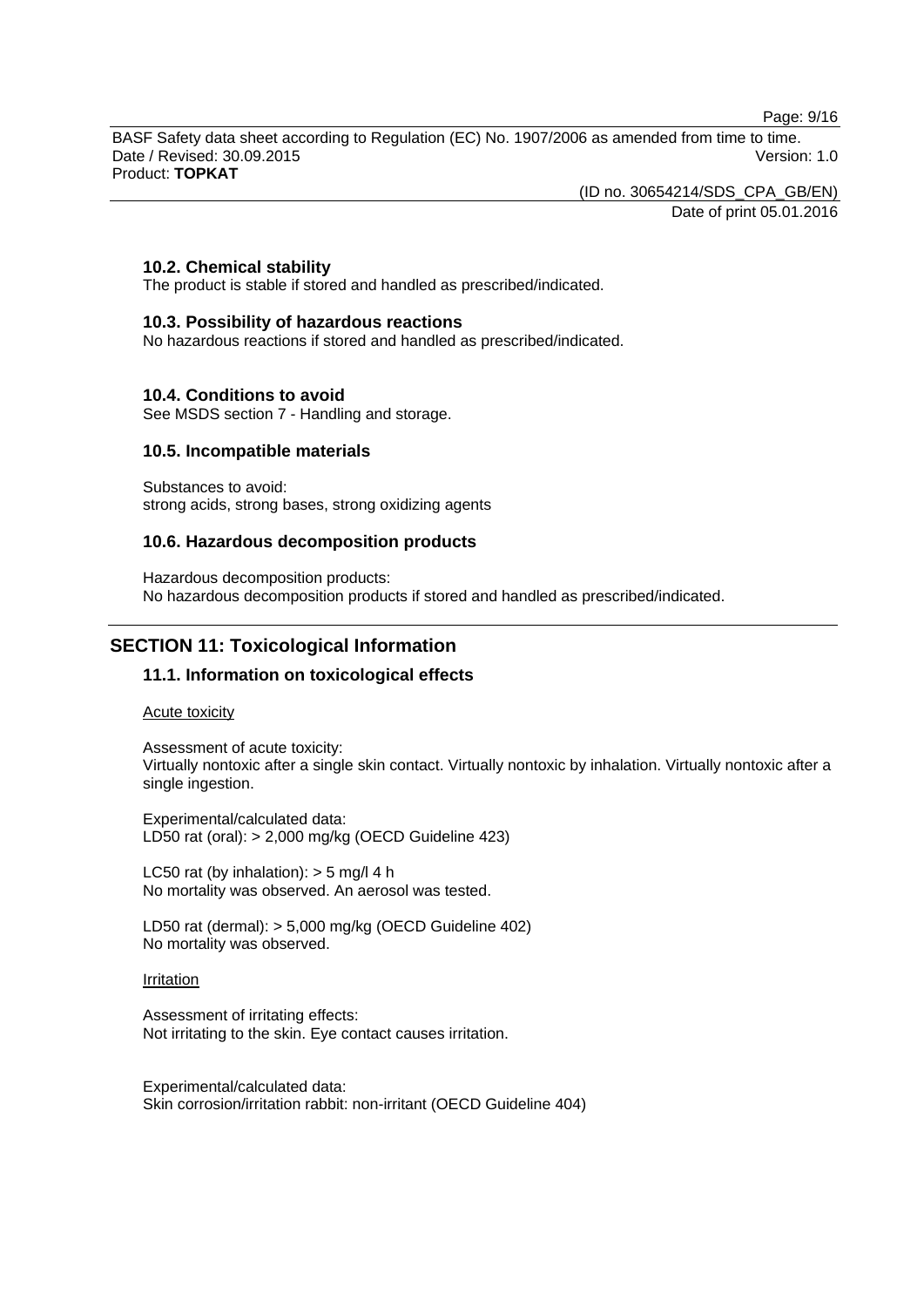### 10.2. Chemical stability

The product is stable if stored and handled as prescribed/indicated.

### 10.3. Possibility of hazardous reactions

No hazardous reactions if stored and handled as prescribed/indicated.

### 10.4. Conditions to avoid

See MSDS section 7 - Handling and storage.

### 10.5. Incompatible materials

Substances to avoid:
strong acids, strong bases, strong oxidizing agents

### 10.6. Hazardous decomposition products

Hazardous decomposition products:
No hazardous decomposition products if stored and handled as prescribed/indicated.

## SECTION 11: Toxicological Information

### 11.1. Information on toxicological effects

Acute toxicity

Assessment of acute toxicity:
Virtually nontoxic after a single skin contact. Virtually nontoxic by inhalation. Virtually nontoxic after a single ingestion.

Experimental/calculated data:
LD50 rat (oral): > 2,000 mg/kg (OECD Guideline 423)

LC50 rat (by inhalation): > 5 mg/l 4 h
No mortality was observed. An aerosol was tested.

LD50 rat (dermal): > 5,000 mg/kg (OECD Guideline 402)
No mortality was observed.

Irritation

Assessment of irritating effects:
Not irritating to the skin. Eye contact causes irritation.

Experimental/calculated data:
Skin corrosion/irritation rabbit: non-irritant (OECD Guideline 404)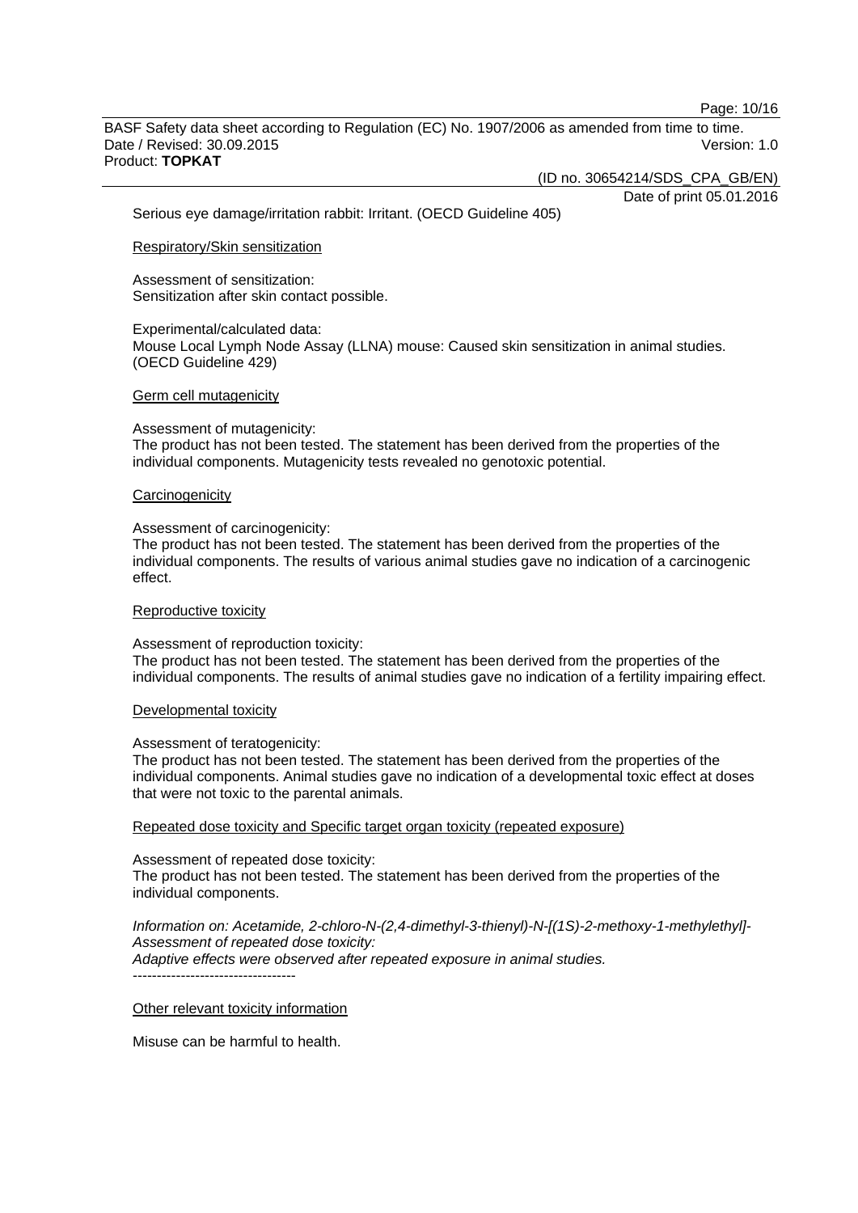Serious eye damage/irritation rabbit: Irritant. (OECD Guideline 405)

Respiratory/Skin sensitization

Assessment of sensitization:
Sensitization after skin contact possible.

Experimental/calculated data:
Mouse Local Lymph Node Assay (LLNA) mouse: Caused skin sensitization in animal studies. (OECD Guideline 429)

Germ cell mutagenicity

Assessment of mutagenicity:
The product has not been tested. The statement has been derived from the properties of the individual components. Mutagenicity tests revealed no genotoxic potential.

Carcinogenicity

Assessment of carcinogenicity:
The product has not been tested. The statement has been derived from the properties of the individual components. The results of various animal studies gave no indication of a carcinogenic effect.

Reproductive toxicity

Assessment of reproduction toxicity:
The product has not been tested. The statement has been derived from the properties of the individual components. The results of animal studies gave no indication of a fertility impairing effect.

Developmental toxicity

Assessment of teratogenicity:
The product has not been tested. The statement has been derived from the properties of the individual components. Animal studies gave no indication of a developmental toxic effect at doses that were not toxic to the parental animals.

Repeated dose toxicity and Specific target organ toxicity (repeated exposure)

Assessment of repeated dose toxicity:
The product has not been tested. The statement has been derived from the properties of the individual components.

*Information on: Acetamide, 2-chloro-N-(2,4-dimethyl-3-thienyl)-N-[(1S)-2-methoxy-1-methylethyl]-*
*Assessment of repeated dose toxicity:*
*Adaptive effects were observed after repeated exposure in animal studies.*
----------------------------------

Other relevant toxicity information

Misuse can be harmful to health.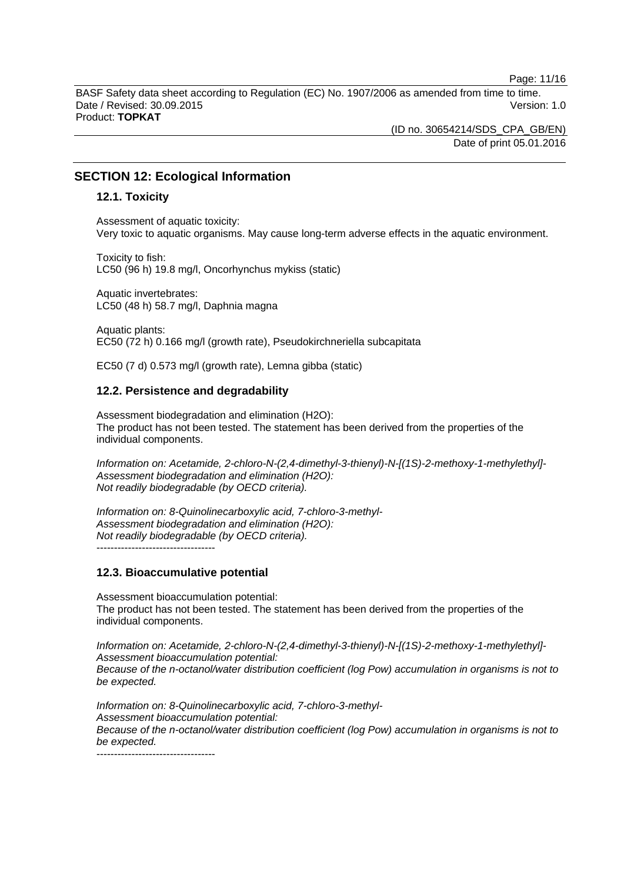## SECTION 12: Ecological Information

### 12.1. Toxicity

Assessment of aquatic toxicity:
Very toxic to aquatic organisms. May cause long-term adverse effects in the aquatic environment.

Toxicity to fish:
LC50 (96 h) 19.8 mg/l, Oncorhynchus mykiss (static)

Aquatic invertebrates:
LC50 (48 h) 58.7 mg/l, Daphnia magna

Aquatic plants:
EC50 (72 h) 0.166 mg/l (growth rate), Pseudokirchneriella subcapitata

EC50 (7 d) 0.573 mg/l (growth rate), Lemna gibba (static)

### 12.2. Persistence and degradability

Assessment biodegradation and elimination ($H_2O$):
The product has not been tested. The statement has been derived from the properties of the individual components.

*Information on: Acetamide, 2-chloro-N-(2,4-dimethyl-3-thienyl)-N-[(1S)-2-methoxy-1-methylethyl]-*
*Assessment biodegradation and elimination ($H_2O$):*
*Not readily biodegradable (by OECD criteria).*

*Information on: 8-Quinolinecarboxylic acid, 7-chloro-3-methyl-*
*Assessment biodegradation and elimination ($H_2O$):*
*Not readily biodegradable (by OECD criteria).*
----------------------------------

### 12.3. Bioaccumulative potential

Assessment bioaccumulation potential:
The product has not been tested. The statement has been derived from the properties of the individual components.

*Information on: Acetamide, 2-chloro-N-(2,4-dimethyl-3-thienyl)-N-[(1S)-2-methoxy-1-methylethyl]-*
*Assessment bioaccumulation potential:*
*Because of the n-octanol/water distribution coefficient (log Pow) accumulation in organisms is not to be expected.*

*Information on: 8-Quinolinecarboxylic acid, 7-chloro-3-methyl-*
*Assessment bioaccumulation potential:*
*Because of the n-octanol/water distribution coefficient (log Pow) accumulation in organisms is not to be expected.*
----------------------------------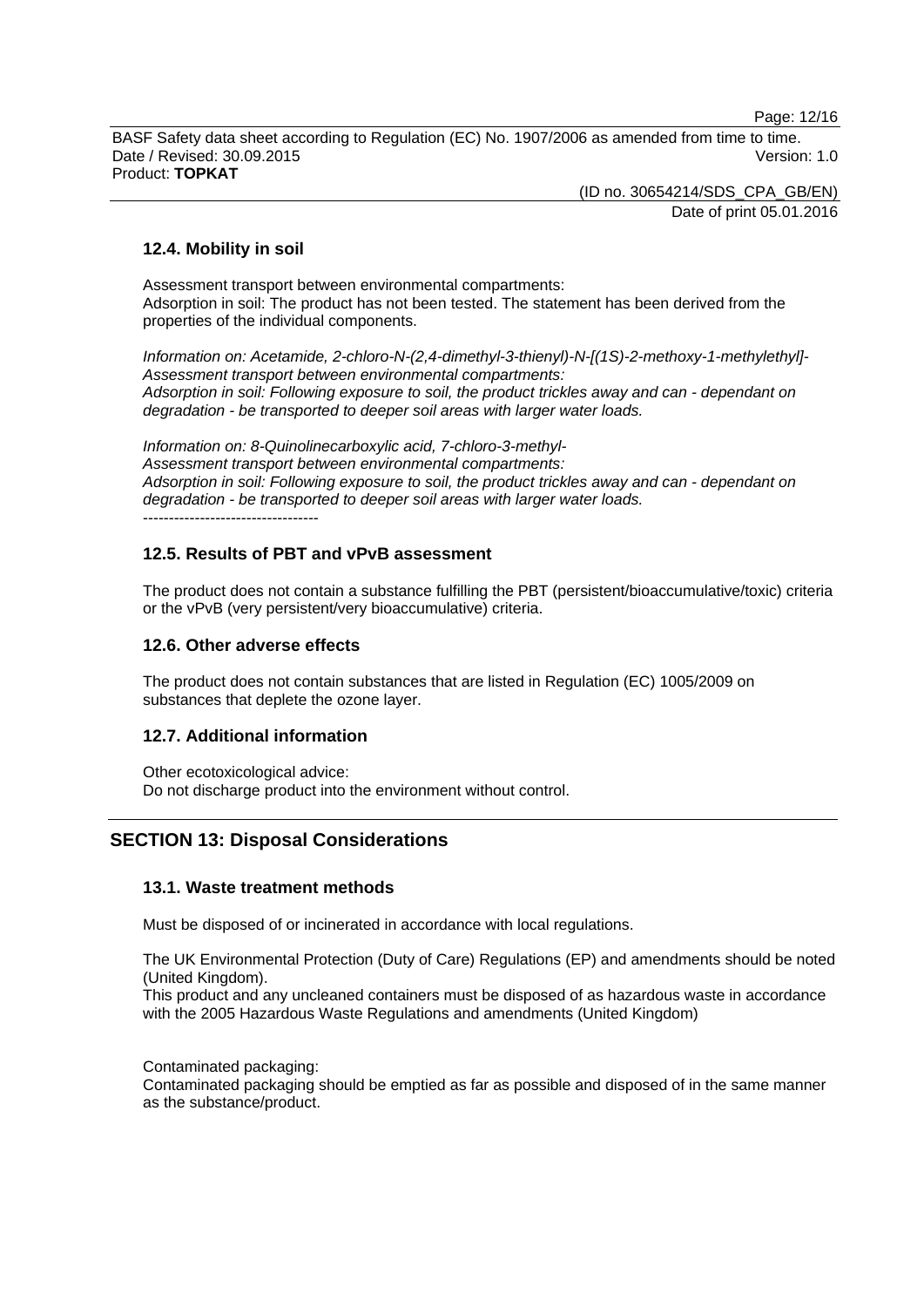### 12.4. Mobility in soil

Assessment transport between environmental compartments:
Adsorption in soil: The product has not been tested. The statement has been derived from the properties of the individual components.

*Information on: Acetamide, 2-chloro-N-(2,4-dimethyl-3-thienyl)-N-[(1S)-2-methoxy-1-methylethyl]-*
*Assessment transport between environmental compartments:*
*Adsorption in soil: Following exposure to soil, the product trickles away and can - dependant on degradation - be transported to deeper soil areas with larger water loads.*

*Information on: 8-Quinolinecarboxylic acid, 7-chloro-3-methyl-*
*Assessment transport between environmental compartments:*
*Adsorption in soil: Following exposure to soil, the product trickles away and can - dependant on degradation - be transported to deeper soil areas with larger water loads.*
----------------------------------

### 12.5. Results of PBT and vPvB assessment

The product does not contain a substance fulfilling the PBT (persistent/bioaccumulative/toxic) criteria or the vPvB (very persistent/very bioaccumulative) criteria.

### 12.6. Other adverse effects

The product does not contain substances that are listed in Regulation (EC) 1005/2009 on substances that deplete the ozone layer.

### 12.7. Additional information

Other ecotoxicological advice:
Do not discharge product into the environment without control.

## SECTION 13: Disposal Considerations

### 13.1. Waste treatment methods

Must be disposed of or incinerated in accordance with local regulations.

The UK Environmental Protection (Duty of Care) Regulations (EP) and amendments should be noted (United Kingdom).
This product and any uncleaned containers must be disposed of as hazardous waste in accordance with the 2005 Hazardous Waste Regulations and amendments (United Kingdom)

Contaminated packaging:
Contaminated packaging should be emptied as far as possible and disposed of in the same manner as the substance/product.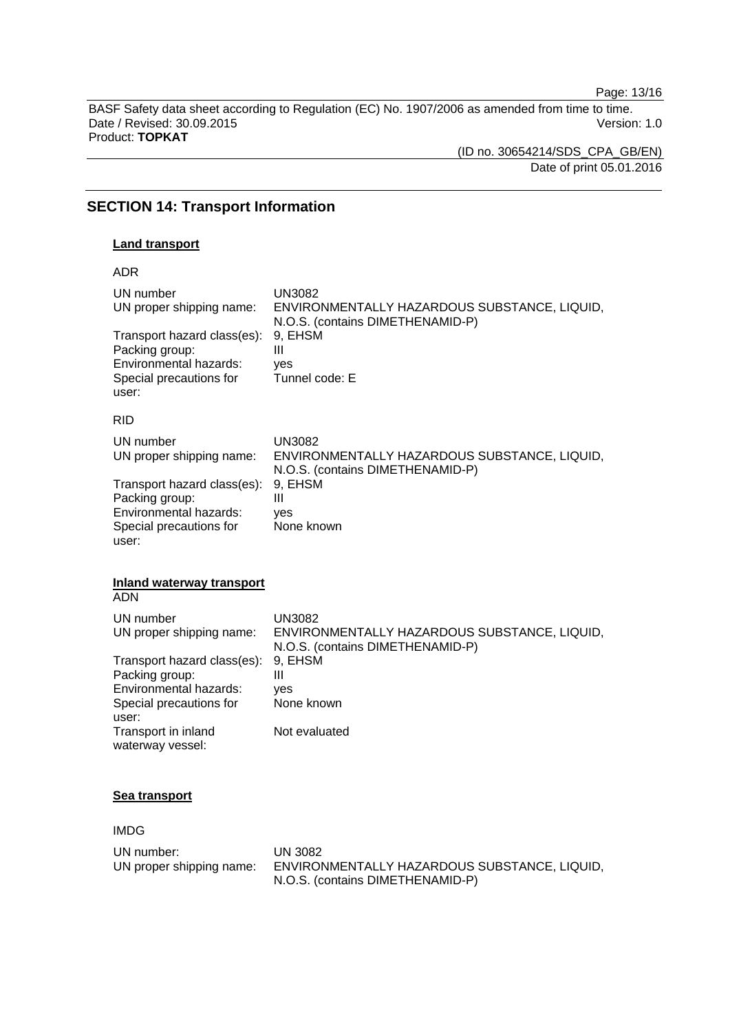## SECTION 14: Transport Information

**Land transport**

ADR

| | |
|---|---|
| UN number | UN3082 |
| UN proper shipping name: | ENVIRONMENTALLY HAZARDOUS SUBSTANCE, LIQUID, N.O.S. (contains DIMETHENAMID-P) |
| Transport hazard class(es): | 9, EHSM |
| Packing group: | III |
| Environmental hazards: | yes |
| Special precautions for user: | Tunnel code: E |

RID

| | |
|---|---|
| UN number | UN3082 |
| UN proper shipping name: | ENVIRONMENTALLY HAZARDOUS SUBSTANCE, LIQUID, N.O.S. (contains DIMETHENAMID-P) |
| Transport hazard class(es): | 9, EHSM |
| Packing group: | III |
| Environmental hazards: | yes |
| Special precautions for user: | None known |

**Inland waterway transport**

ADN

| | |
|---|---|
| UN number | UN3082 |
| UN proper shipping name: | ENVIRONMENTALLY HAZARDOUS SUBSTANCE, LIQUID, N.O.S. (contains DIMETHENAMID-P) |
| Transport hazard class(es): | 9, EHSM |
| Packing group: | III |
| Environmental hazards: | yes |
| Special precautions for user: | None known |
| Transport in inland waterway vessel: | Not evaluated |

**Sea transport**

IMDG

| | |
|---|---|
| UN number: | UN 3082 |
| UN proper shipping name: | ENVIRONMENTALLY HAZARDOUS SUBSTANCE, LIQUID, N.O.S. (contains DIMETHENAMID-P) |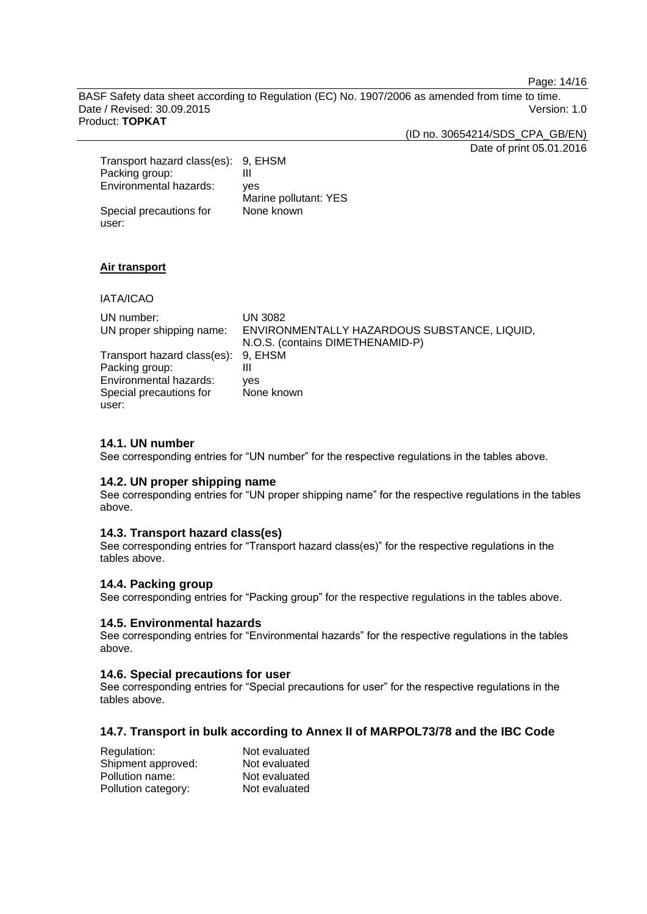| | |
|---|---|
| Transport hazard class(es): | 9, EHSM |
| Packing group: | III |
| Environmental hazards: | yes<br>Marine pollutant: YES |
| Special precautions for user: | None known |

**Air transport**

IATA/ICAO

| | |
|---|---|
| UN number: | UN 3082 |
| UN proper shipping name: | ENVIRONMENTALLY HAZARDOUS SUBSTANCE, LIQUID, N.O.S. (contains DIMETHENAMID-P) |
| Transport hazard class(es): | 9, EHSM |
| Packing group: | III |
| Environmental hazards: | yes |
| Special precautions for user: | None known |

### 14.1. UN number

See corresponding entries for “UN number” for the respective regulations in the tables above.

### 14.2. UN proper shipping name

See corresponding entries for “UN proper shipping name” for the respective regulations in the tables above.

### 14.3. Transport hazard class(es)

See corresponding entries for “Transport hazard class(es)” for the respective regulations in the tables above.

### 14.4. Packing group

See corresponding entries for “Packing group” for the respective regulations in the tables above.

### 14.5. Environmental hazards

See corresponding entries for “Environmental hazards” for the respective regulations in the tables above.

### 14.6. Special precautions for user

See corresponding entries for “Special precautions for user” for the respective regulations in the tables above.

### 14.7. Transport in bulk according to Annex II of MARPOL73/78 and the IBC Code

| | |
|---|---|
| Regulation: | Not evaluated |
| Shipment approved: | Not evaluated |
| Pollution name: | Not evaluated |
| Pollution category: | Not evaluated |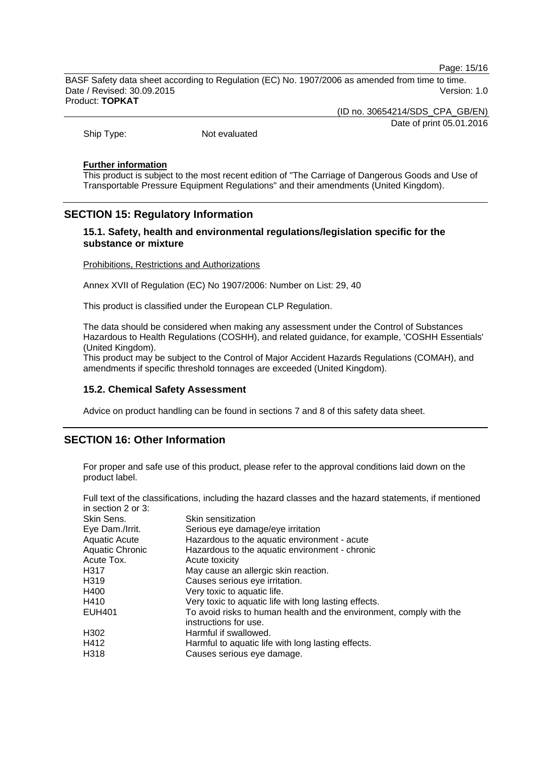Ship Type: Not evaluated

**Further information**

This product is subject to the most recent edition of "The Carriage of Dangerous Goods and Use of Transportable Pressure Equipment Regulations" and their amendments (United Kingdom).

## SECTION 15: Regulatory Information

### 15.1. Safety, health and environmental regulations/legislation specific for the substance or mixture

Prohibitions, Restrictions and Authorizations

Annex XVII of Regulation (EC) No 1907/2006: Number on List: 29, 40

This product is classified under the European CLP Regulation.

The data should be considered when making any assessment under the Control of Substances Hazardous to Health Regulations (COSHH), and related guidance, for example, 'COSHH Essentials' (United Kingdom).
This product may be subject to the Control of Major Accident Hazards Regulations (COMAH), and amendments if specific threshold tonnages are exceeded (United Kingdom).

### 15.2. Chemical Safety Assessment

Advice on product handling can be found in sections 7 and 8 of this safety data sheet.

## SECTION 16: Other Information

For proper and safe use of this product, please refer to the approval conditions laid down on the product label.

Full text of the classifications, including the hazard classes and the hazard statements, if mentioned in section 2 or 3:

| | |
|---|---|
| Skin Sens. | Skin sensitization |
| Eye Dam./Irrit. | Serious eye damage/eye irritation |
| Aquatic Acute | Hazardous to the aquatic environment - acute |
| Aquatic Chronic | Hazardous to the aquatic environment - chronic |
| Acute Tox. | Acute toxicity |
| H317 | May cause an allergic skin reaction. |
| H319 | Causes serious eye irritation. |
| H400 | Very toxic to aquatic life. |
| H410 | Very toxic to aquatic life with long lasting effects. |
| EUH401 | To avoid risks to human health and the environment, comply with the instructions for use. |
| H302 | Harmful if swallowed. |
| H412 | Harmful to aquatic life with long lasting effects. |
| H318 | Causes serious eye damage. |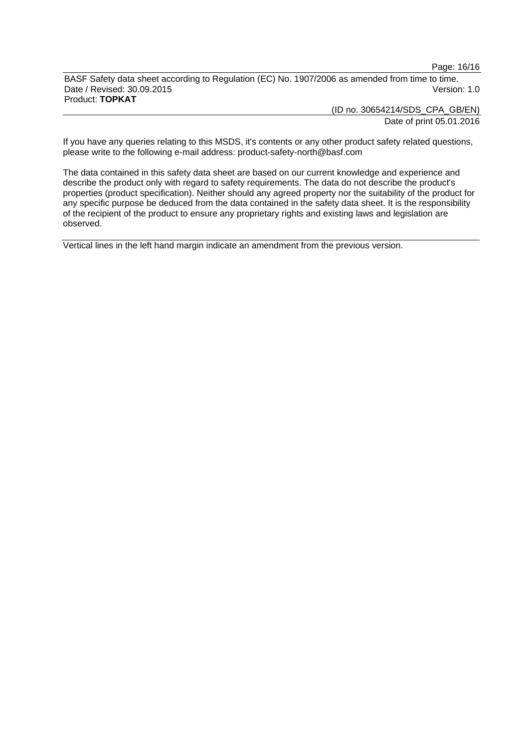If you have any queries relating to this MSDS, it's contents or any other product safety related questions, please write to the following e-mail address: product-safety-north@basf.com

The data contained in this safety data sheet are based on our current knowledge and experience and describe the product only with regard to safety requirements. The data do not describe the product's properties (product specification). Neither should any agreed property nor the suitability of the product for any specific purpose be deduced from the data contained in the safety data sheet. It is the responsibility of the recipient of the product to ensure any proprietary rights and existing laws and legislation are observed.

---

Vertical lines in the left hand margin indicate an amendment from the previous version.